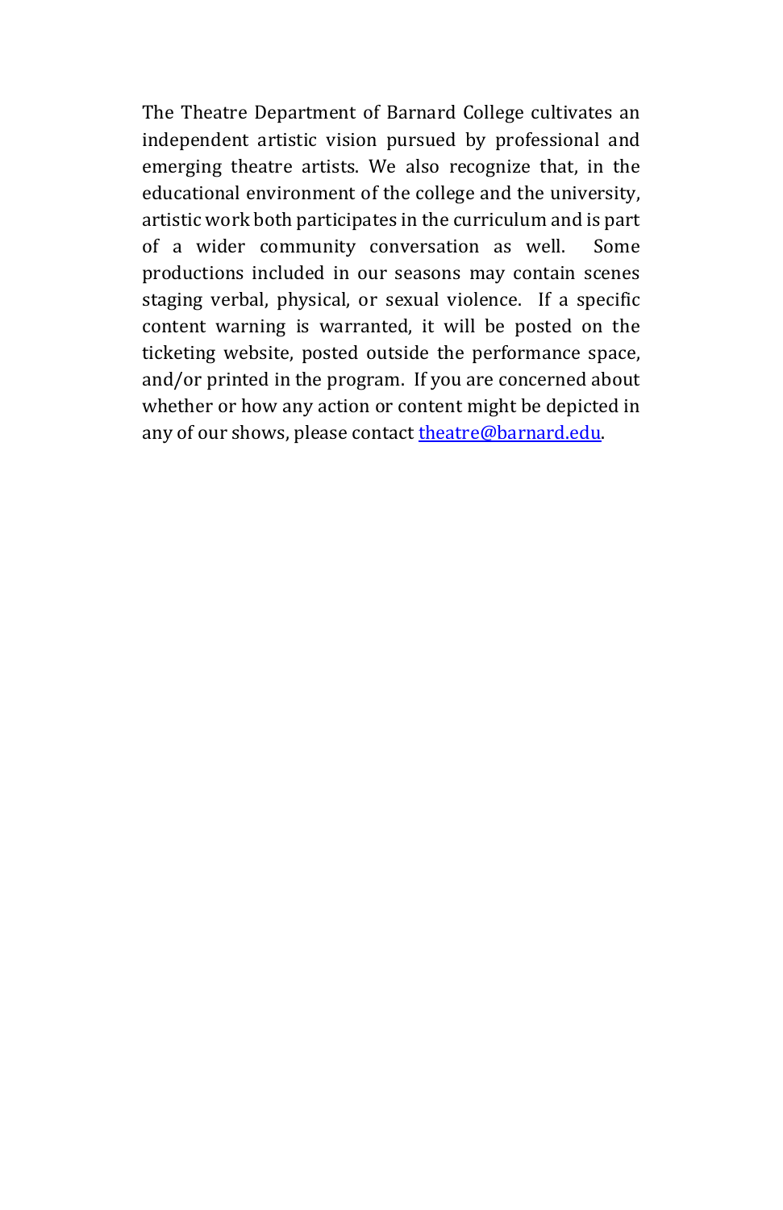The Theatre Department of Barnard College cultivates an independent artistic vision pursued by professional and emerging theatre artists. We also recognize that, in the educational environment of the college and the university, artistic work both participates in the curriculum and is part of a wider community conversation as well. Some productions included in our seasons may contain scenes staging verbal, physical, or sexual violence. If a specific content warning is warranted, it will be posted on the ticketing website, posted outside the performance space, and/or printed in the program. If you are concerned about whether or how any action or content might be depicted in any of our shows, please contact [theatre@barnard.edu](mailto:theatre@barnard.edu).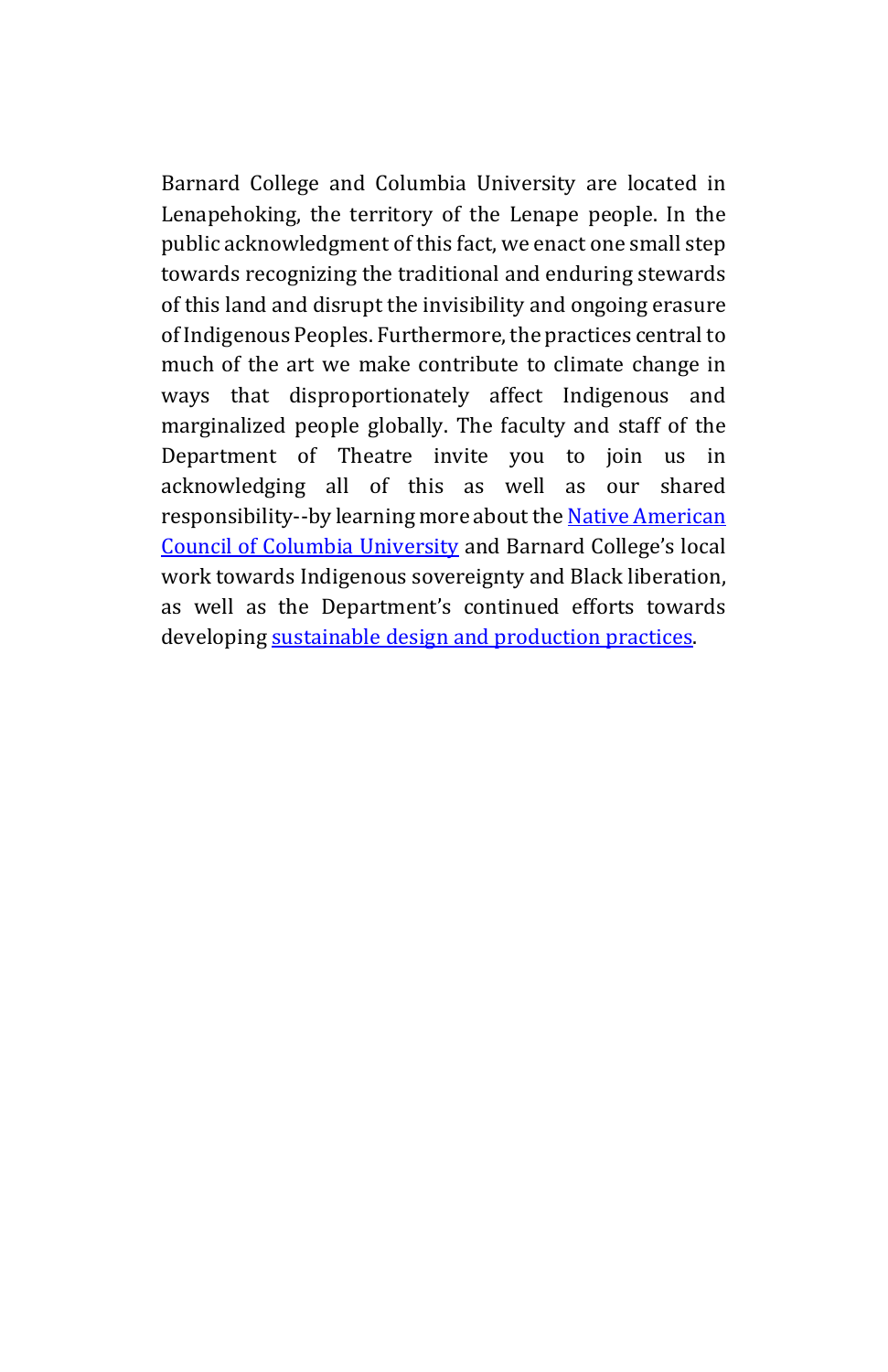Barnard College and Columbia University are located in Lenapehoking, the territory of the Lenape people. In the public acknowledgment of this fact, we enact one small step towards recognizing the traditional and enduring stewards of this land and disrupt the invisibility and ongoing erasure of Indigenous Peoples. Furthermore, the practices central to much of the art we make contribute to climate change in ways that disproportionately affect Indigenous and marginalized people globally. The faculty and staff of the Department of Theatre invite you to join us in acknowledging all of this as well as our shared responsibility--by learning more about the Native American Council of Columbia University and Barnard College's local work towards Indigenous sovereignty and Black liberation, as well as the Department's continued efforts towards developing sustainable design and production practices.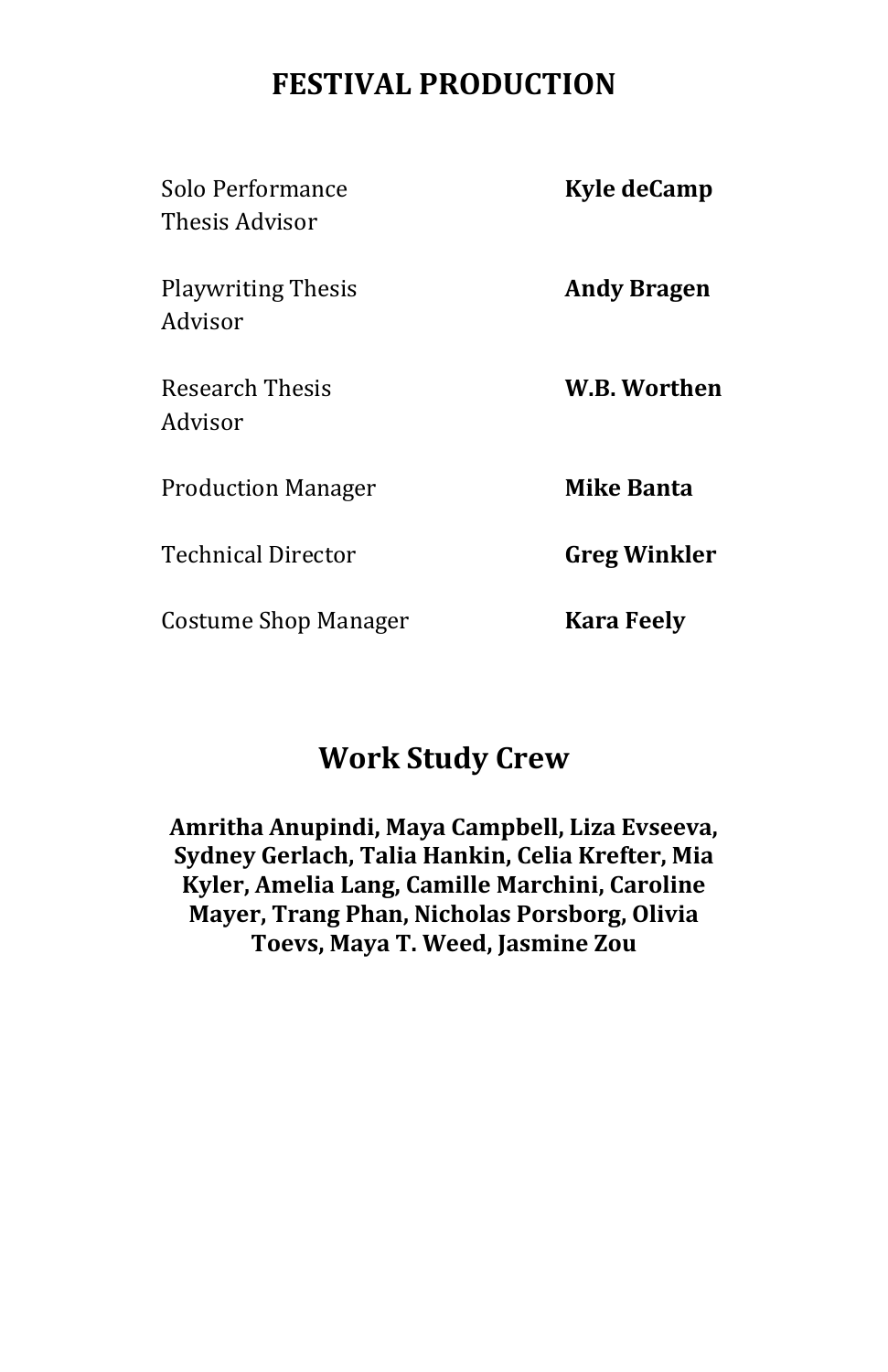# FESTIVAL PRODUCTION

| | |
|---|---|
| Solo Performance Thesis Advisor | **Kyle deCamp** |
| Playwriting Thesis Advisor | **Andy Bragen** |
| Research Thesis Advisor | **W.B. Worthen** |
| Production Manager | **Mike Banta** |
| Technical Director | **Greg Winkler** |
| Costume Shop Manager | **Kara Feely** |

## Work Study Crew

**Amritha Anupindi, Maya Campbell, Liza Evseeva, Sydney Gerlach, Talia Hankin, Celia Krefter, Mia Kyler, Amelia Lang, Camille Marchini, Caroline Mayer, Trang Phan, Nicholas Porsborg, Olivia Toevs, Maya T. Weed, Jasmine Zou**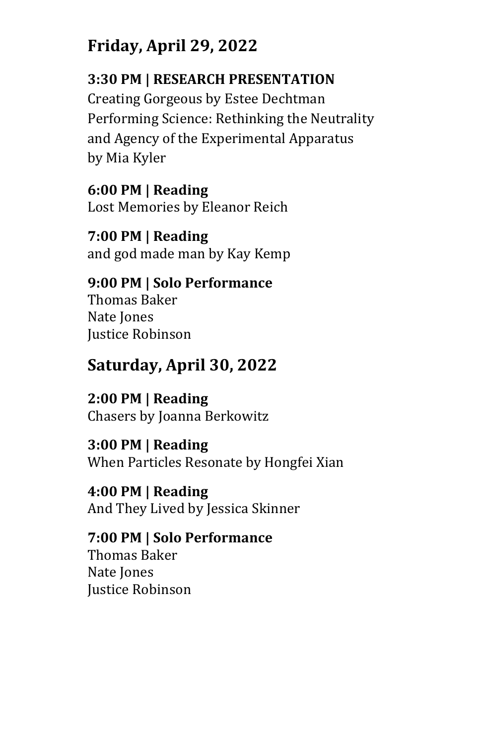## Friday, April 29, 2022

**3:30 PM | RESEARCH PRESENTATION**
Creating Gorgeous by Estee Dechtman
Performing Science: Rethinking the Neutrality and Agency of the Experimental Apparatus by Mia Kyler

**6:00 PM | Reading**
Lost Memories by Eleanor Reich

**7:00 PM | Reading**
and god made man by Kay Kemp

**9:00 PM | Solo Performance**
Thomas Baker
Nate Jones
Justice Robinson

## Saturday, April 30, 2022

**2:00 PM | Reading**
Chasers by Joanna Berkowitz

**3:00 PM | Reading**
When Particles Resonate by Hongfei Xian

**4:00 PM | Reading**
And They Lived by Jessica Skinner

**7:00 PM | Solo Performance**
Thomas Baker
Nate Jones
Justice Robinson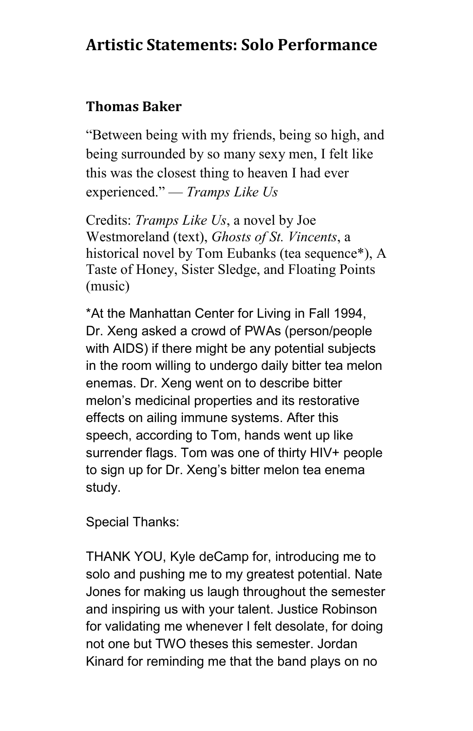# Artistic Statements: Solo Performance

## Thomas Baker

"Between being with my friends, being so high, and being surrounded by so many sexy men, I felt like this was the closest thing to heaven I had ever experienced." — *Tramps Like Us*

Credits: *Tramps Like Us*, a novel by Joe Westmoreland (text), *Ghosts of St. Vincents*, a historical novel by Tom Eubanks (tea sequence*), A Taste of Honey, Sister Sledge, and Floating Points (music)

*At the Manhattan Center for Living in Fall 1994, Dr. Xeng asked a crowd of PWAs (person/people with AIDS) if there might be any potential subjects in the room willing to undergo daily bitter tea melon enemas. Dr. Xeng went on to describe bitter melon's medicinal properties and its restorative effects on ailing immune systems. After this speech, according to Tom, hands went up like surrender flags. Tom was one of thirty HIV+ people to sign up for Dr. Xeng's bitter melon tea enema study.

Special Thanks:

THANK YOU, Kyle deCamp for, introducing me to solo and pushing me to my greatest potential. Nate Jones for making us laugh throughout the semester and inspiring us with your talent. Justice Robinson for validating me whenever I felt desolate, for doing not one but TWO theses this semester. Jordan Kinard for reminding me that the band plays on no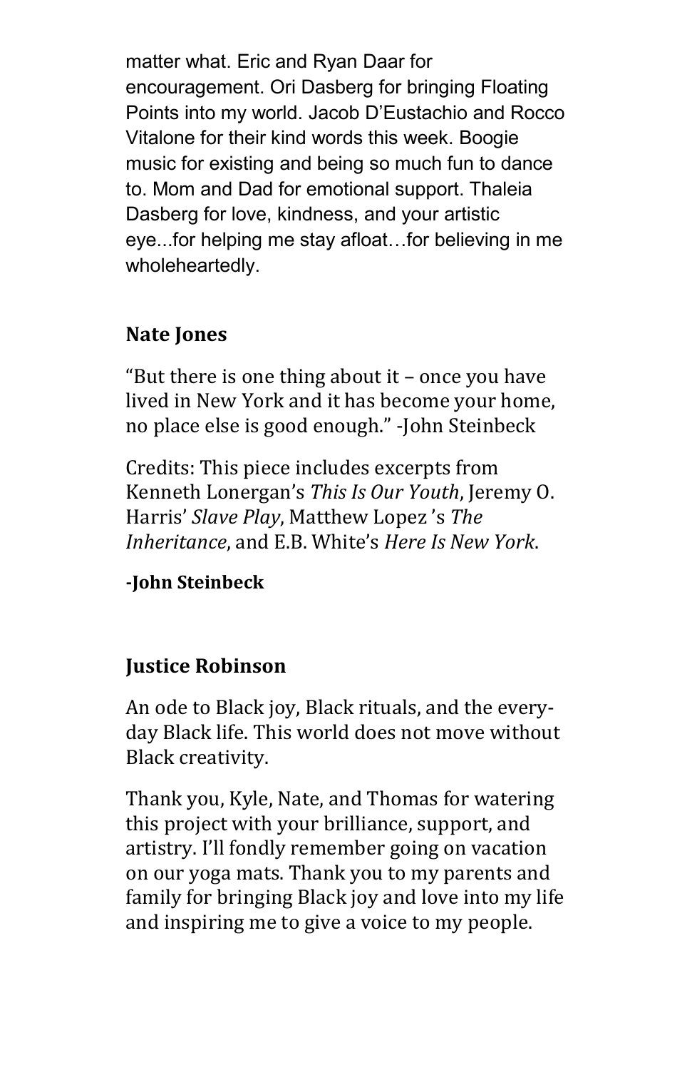matter what. Eric and Ryan Daar for encouragement. Ori Dasberg for bringing Floating Points into my world. Jacob D'Eustachio and Rocco Vitalone for their kind words this week. Boogie music for existing and being so much fun to dance to. Mom and Dad for emotional support. Thaleia Dasberg for love, kindness, and your artistic eye...for helping me stay afloat…for believing in me wholeheartedly.

**Nate Jones**

"But there is one thing about it – once you have lived in New York and it has become your home, no place else is good enough." -John Steinbeck

Credits: This piece includes excerpts from Kenneth Lonergan's *This Is Our Youth*, Jeremy O. Harris' *Slave Play*, Matthew Lopez 's *The Inheritance*, and E.B. White's *Here Is New York*.

**-John Steinbeck**

**Justice Robinson**

An ode to Black joy, Black rituals, and the every-day Black life. This world does not move without Black creativity.

Thank you, Kyle, Nate, and Thomas for watering this project with your brilliance, support, and artistry. I'll fondly remember going on vacation on our yoga mats. Thank you to my parents and family for bringing Black joy and love into my life and inspiring me to give a voice to my people.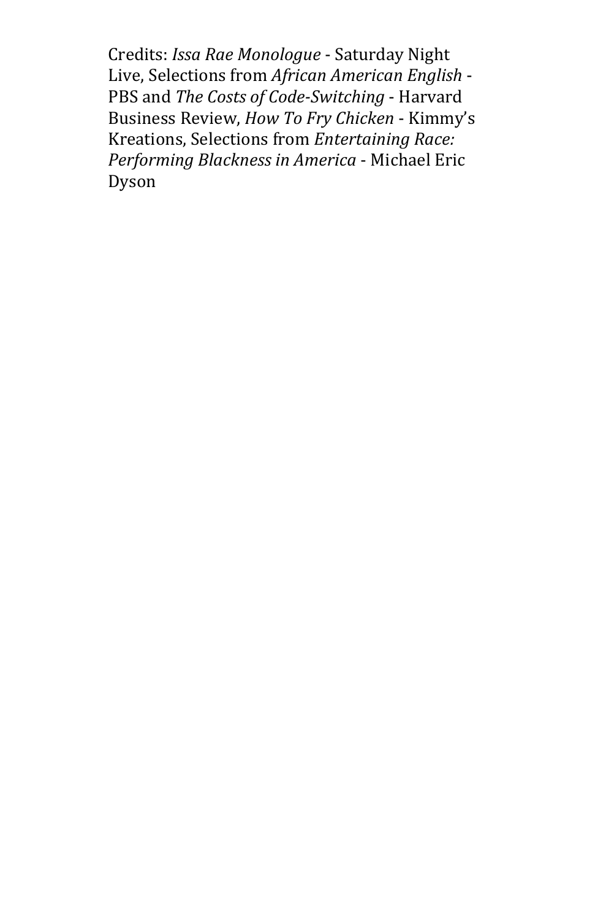Credits: *Issa Rae Monologue* - Saturday Night Live, Selections from *African American English* - PBS and *The Costs of Code-Switching* - Harvard Business Review, *How To Fry Chicken* - Kimmy's Kreations, Selections from *Entertaining Race: Performing Blackness in America* - Michael Eric Dyson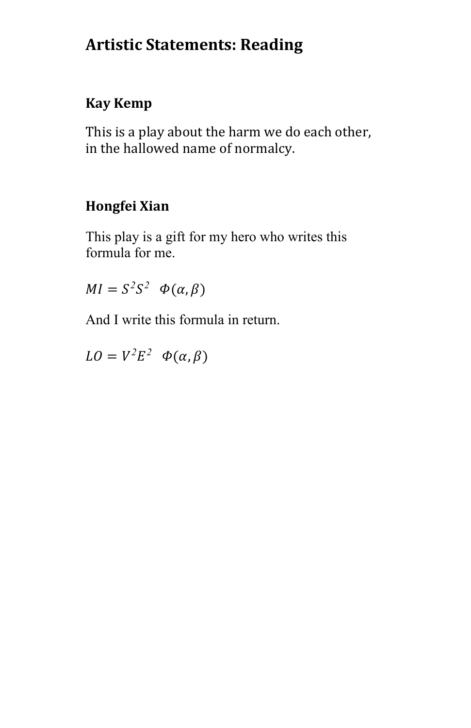# Artistic Statements: Reading

## Kay Kemp

This is a play about the harm we do each other, in the hallowed name of normalcy.

## Hongfei Xian

This play is a gift for my hero who writes this formula for me.

$$MI = S^2 S^2 \quad \Phi(\alpha, \beta)$$

And I write this formula in return.

$$LO = V^2 E^2 \quad \Phi(\alpha, \beta)$$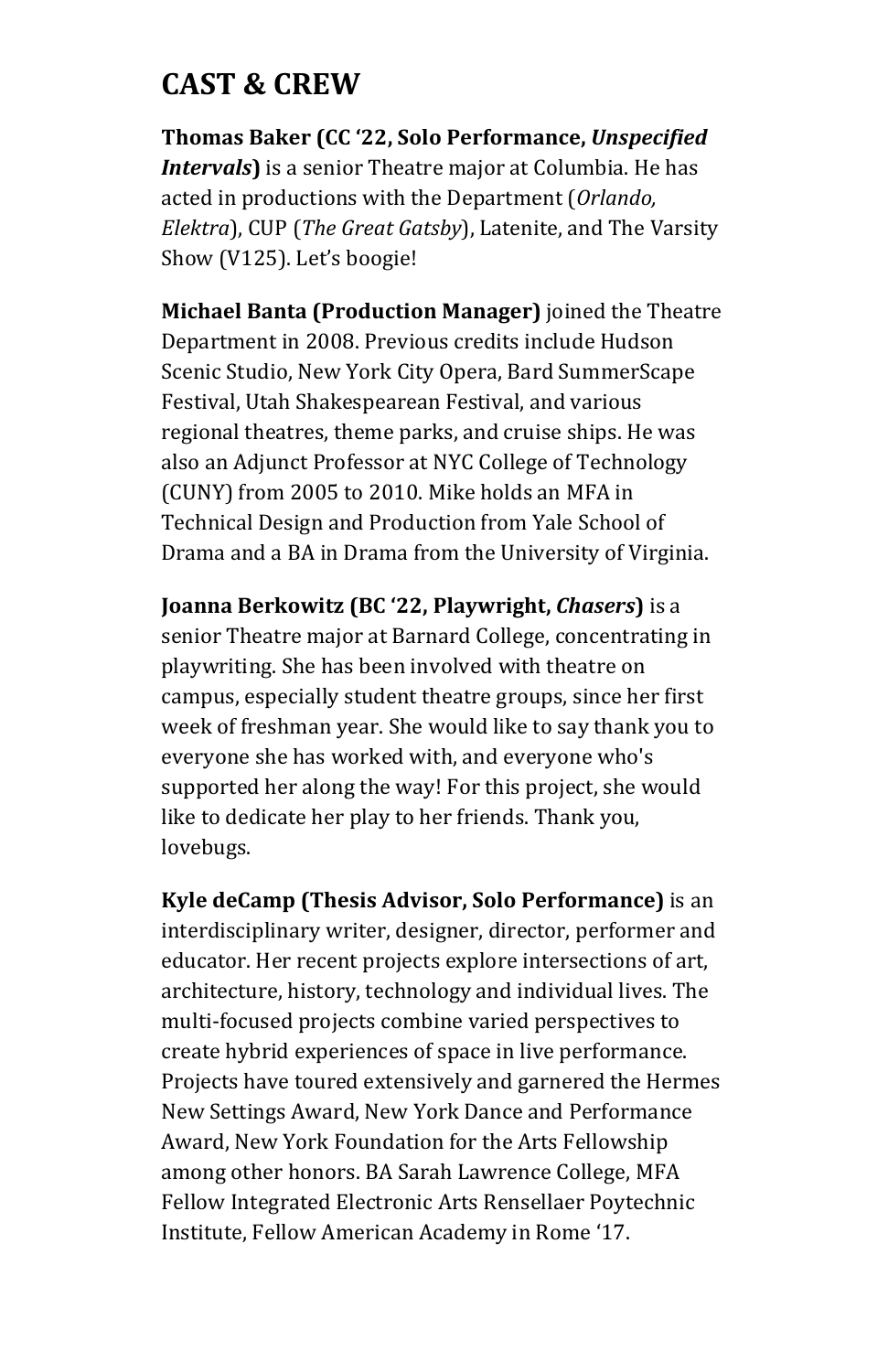# CAST & CREW

**Thomas Baker (CC '22, Solo Performance, *Unspecified Intervals*)** is a senior Theatre major at Columbia. He has acted in productions with the Department (*Orlando, Elektra*), CUP (*The Great Gatsby*), Latenite, and The Varsity Show (V125). Let's boogie!

**Michael Banta (Production Manager)** joined the Theatre Department in 2008. Previous credits include Hudson Scenic Studio, New York City Opera, Bard SummerScape Festival, Utah Shakespearean Festival, and various regional theatres, theme parks, and cruise ships. He was also an Adjunct Professor at NYC College of Technology (CUNY) from 2005 to 2010. Mike holds an MFA in Technical Design and Production from Yale School of Drama and a BA in Drama from the University of Virginia.

**Joanna Berkowitz (BC '22, Playwright, *Chasers*)** is a senior Theatre major at Barnard College, concentrating in playwriting. She has been involved with theatre on campus, especially student theatre groups, since her first week of freshman year. She would like to say thank you to everyone she has worked with, and everyone who's supported her along the way! For this project, she would like to dedicate her play to her friends. Thank you, lovebugs.

**Kyle deCamp (Thesis Advisor, Solo Performance)** is an interdisciplinary writer, designer, director, performer and educator. Her recent projects explore intersections of art, architecture, history, technology and individual lives. The multi-focused projects combine varied perspectives to create hybrid experiences of space in live performance. Projects have toured extensively and garnered the Hermes New Settings Award, New York Dance and Performance Award, New York Foundation for the Arts Fellowship among other honors. BA Sarah Lawrence College, MFA Fellow Integrated Electronic Arts Rensellaer Poytechnic Institute, Fellow American Academy in Rome '17.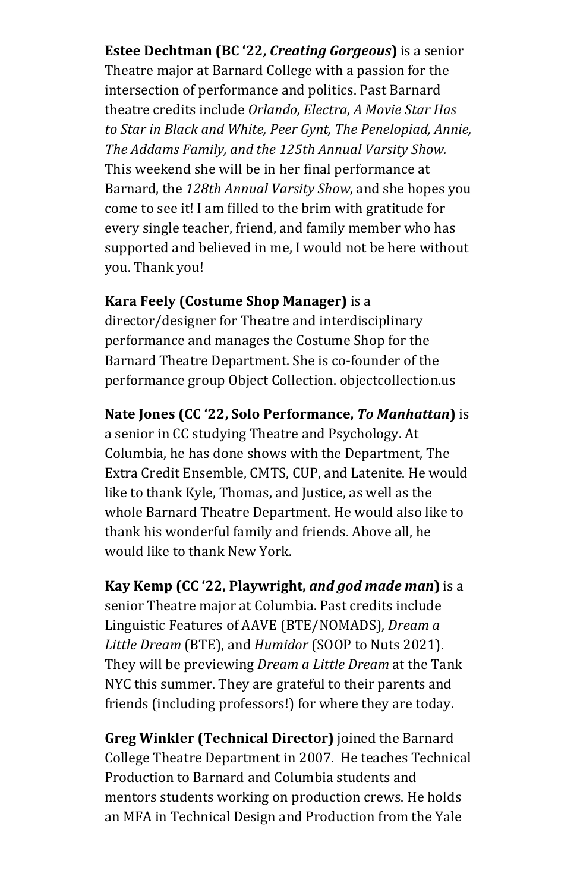**Estee Dechtman (BC '22, *Creating Gorgeous*)** is a senior Theatre major at Barnard College with a passion for the intersection of performance and politics. Past Barnard theatre credits include *Orlando, Electra*, *A Movie Star Has to Star in Black and White, Peer Gynt, The Penelopiad, Annie, The Addams Family, and the 125th Annual Varsity Show.* This weekend she will be in her final performance at Barnard, the *128th Annual Varsity Show*, and she hopes you come to see it! I am filled to the brim with gratitude for every single teacher, friend, and family member who has supported and believed in me, I would not be here without you. Thank you!

**Kara Feely (Costume Shop Manager)** is a director/designer for Theatre and interdisciplinary performance and manages the Costume Shop for the Barnard Theatre Department. She is co-founder of the performance group Object Collection. objectcollection.us

**Nate Jones (CC '22, Solo Performance, *To Manhattan*)** is a senior in CC studying Theatre and Psychology. At Columbia, he has done shows with the Department, The Extra Credit Ensemble, CMTS, CUP, and Latenite. He would like to thank Kyle, Thomas, and Justice, as well as the whole Barnard Theatre Department. He would also like to thank his wonderful family and friends. Above all, he would like to thank New York.

**Kay Kemp (CC '22, Playwright, *and god made man*)** is a senior Theatre major at Columbia. Past credits include Linguistic Features of AAVE (BTE/NOMADS), *Dream a Little Dream* (BTE), and *Humidor* (SOOP to Nuts 2021). They will be previewing *Dream a Little Dream* at the Tank NYC this summer. They are grateful to their parents and friends (including professors!) for where they are today.

**Greg Winkler (Technical Director)** joined the Barnard College Theatre Department in 2007. He teaches Technical Production to Barnard and Columbia students and mentors students working on production crews. He holds an MFA in Technical Design and Production from the Yale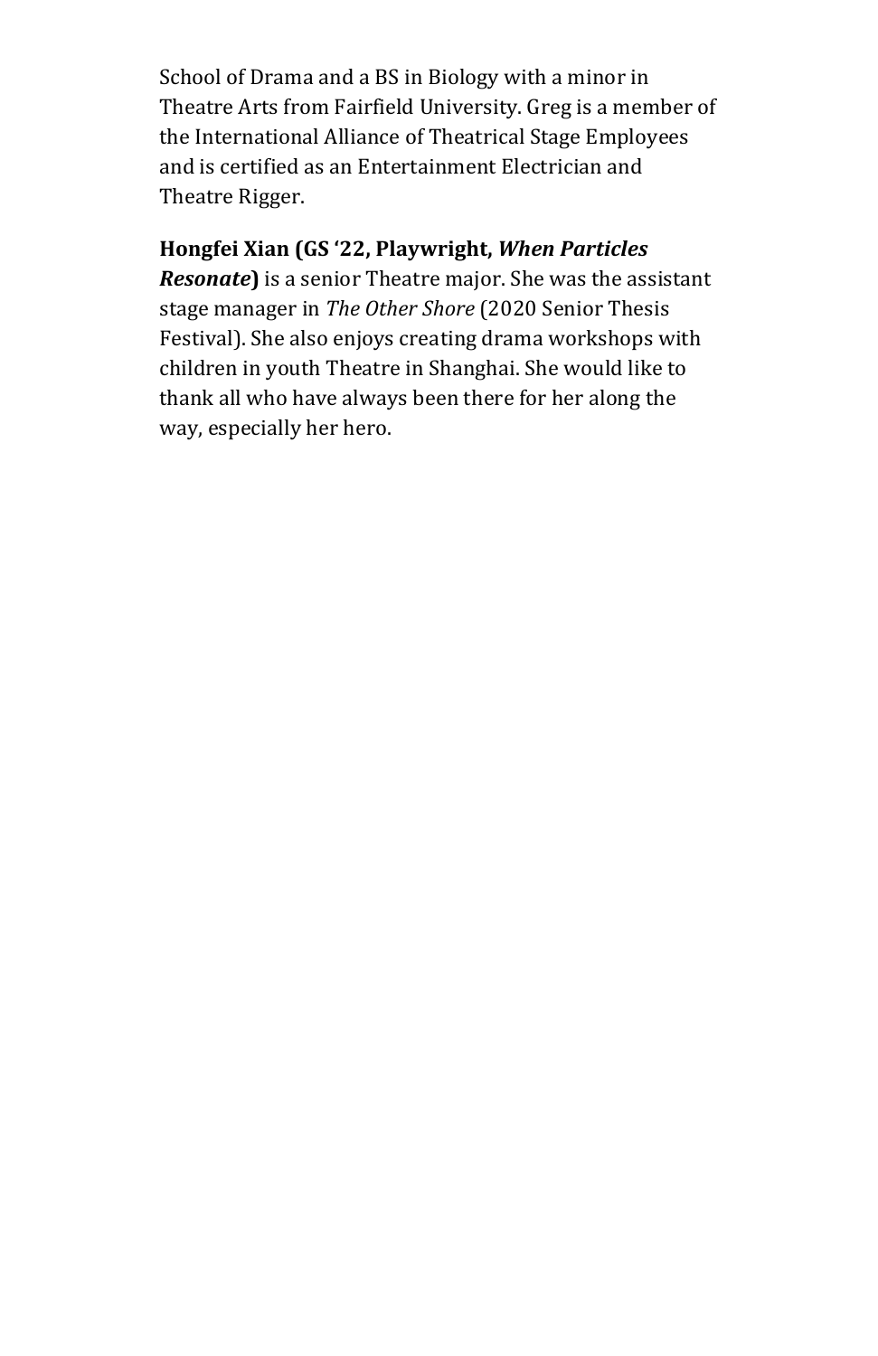School of Drama and a BS in Biology with a minor in Theatre Arts from Fairfield University. Greg is a member of the International Alliance of Theatrical Stage Employees and is certified as an Entertainment Electrician and Theatre Rigger.

**Hongfei Xian (GS '22, Playwright, *When Particles Resonate*)** is a senior Theatre major. She was the assistant stage manager in *The Other Shore* (2020 Senior Thesis Festival). She also enjoys creating drama workshops with children in youth Theatre in Shanghai. She would like to thank all who have always been there for her along the way, especially her hero.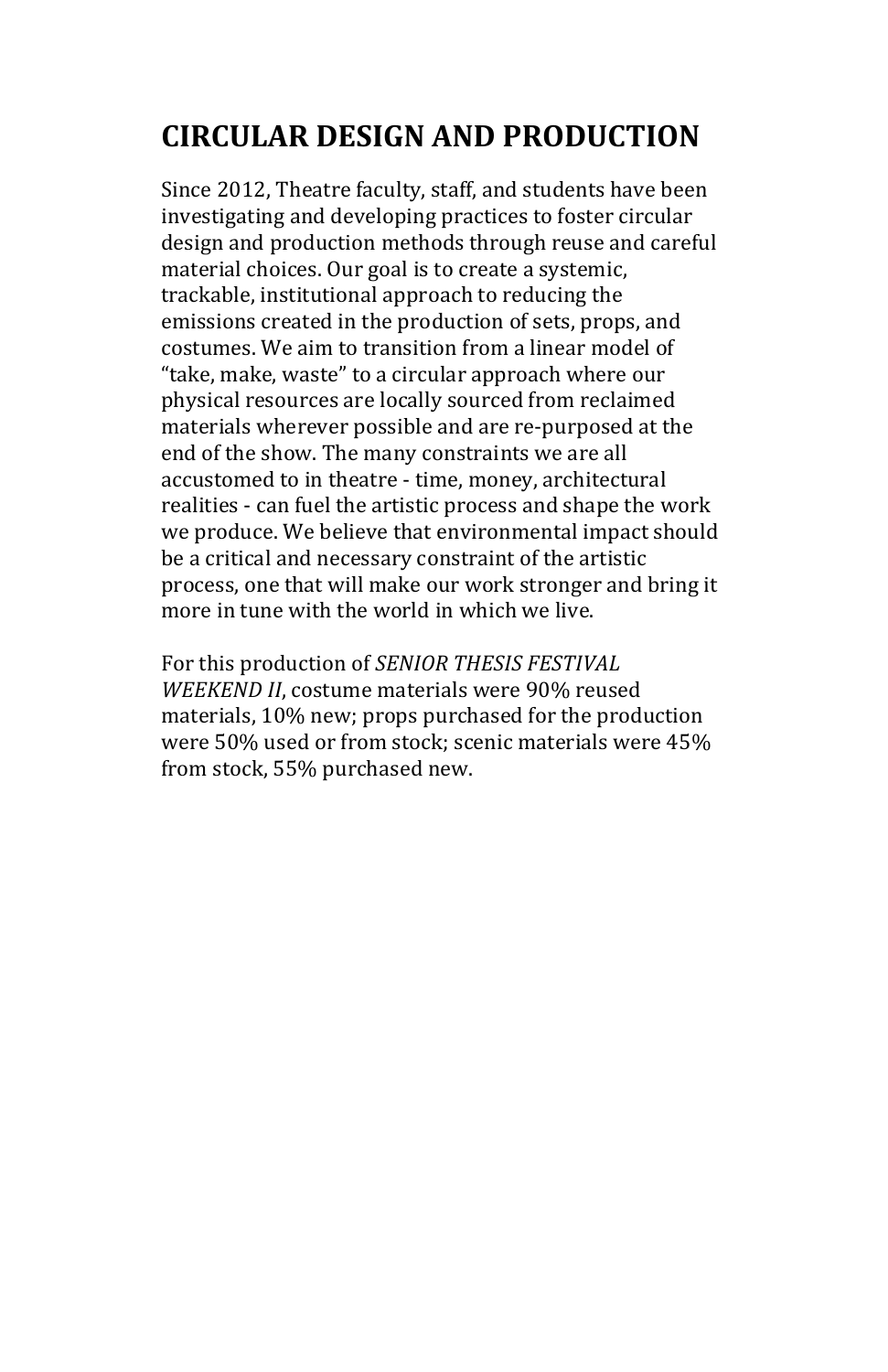# CIRCULAR DESIGN AND PRODUCTION

Since 2012, Theatre faculty, staff, and students have been investigating and developing practices to foster circular design and production methods through reuse and careful material choices. Our goal is to create a systemic, trackable, institutional approach to reducing the emissions created in the production of sets, props, and costumes. We aim to transition from a linear model of "take, make, waste" to a circular approach where our physical resources are locally sourced from reclaimed materials wherever possible and are re-purposed at the end of the show. The many constraints we are all accustomed to in theatre - time, money, architectural realities - can fuel the artistic process and shape the work we produce. We believe that environmental impact should be a critical and necessary constraint of the artistic process, one that will make our work stronger and bring it more in tune with the world in which we live.

For this production of *SENIOR THESIS FESTIVAL WEEKEND II*, costume materials were 90% reused materials, 10% new; props purchased for the production were 50% used or from stock; scenic materials were 45% from stock, 55% purchased new.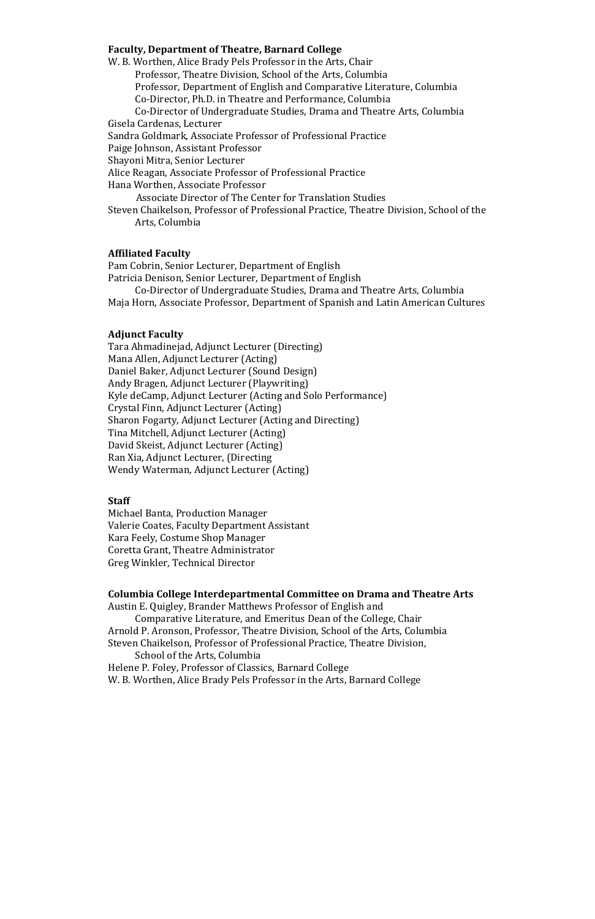**Faculty, Department of Theatre, Barnard College**

W. B. Worthen, Alice Brady Pels Professor in the Arts, Chair
Professor, Theatre Division, School of the Arts, Columbia
Professor, Department of English and Comparative Literature, Columbia
Co-Director, Ph.D. in Theatre and Performance, Columbia
Co-Director of Undergraduate Studies, Drama and Theatre Arts, Columbia
Gisela Cardenas, Lecturer
Sandra Goldmark, Associate Professor of Professional Practice
Paige Johnson, Assistant Professor
Shayoni Mitra, Senior Lecturer
Alice Reagan, Associate Professor of Professional Practice
Hana Worthen, Associate Professor
Associate Director of The Center for Translation Studies
Steven Chaikelson, Professor of Professional Practice, Theatre Division, School of the Arts, Columbia

**Affiliated Faculty**

Pam Cobrin, Senior Lecturer, Department of English
Patricia Denison, Senior Lecturer, Department of English
Co-Director of Undergraduate Studies, Drama and Theatre Arts, Columbia
Maja Horn, Associate Professor, Department of Spanish and Latin American Cultures

**Adjunct Faculty**

Tara Ahmadinejad, Adjunct Lecturer (Directing)
Mana Allen, Adjunct Lecturer (Acting)
Daniel Baker, Adjunct Lecturer (Sound Design)
Andy Bragen, Adjunct Lecturer (Playwriting)
Kyle deCamp, Adjunct Lecturer (Acting and Solo Performance)
Crystal Finn, Adjunct Lecturer (Acting)
Sharon Fogarty, Adjunct Lecturer (Acting and Directing)
Tina Mitchell, Adjunct Lecturer (Acting)
David Skeist, Adjunct Lecturer (Acting)
Ran Xia, Adjunct Lecturer, (Directing
Wendy Waterman, Adjunct Lecturer (Acting)

**Staff**

Michael Banta, Production Manager
Valerie Coates, Faculty Department Assistant
Kara Feely, Costume Shop Manager
Coretta Grant, Theatre Administrator
Greg Winkler, Technical Director

**Columbia College Interdepartmental Committee on Drama and Theatre Arts**

Austin E. Quigley, Brander Matthews Professor of English and Comparative Literature, and Emeritus Dean of the College, Chair
Arnold P. Aronson, Professor, Theatre Division, School of the Arts, Columbia
Steven Chaikelson, Professor of Professional Practice, Theatre Division, School of the Arts, Columbia
Helene P. Foley, Professor of Classics, Barnard College
W. B. Worthen, Alice Brady Pels Professor in the Arts, Barnard College